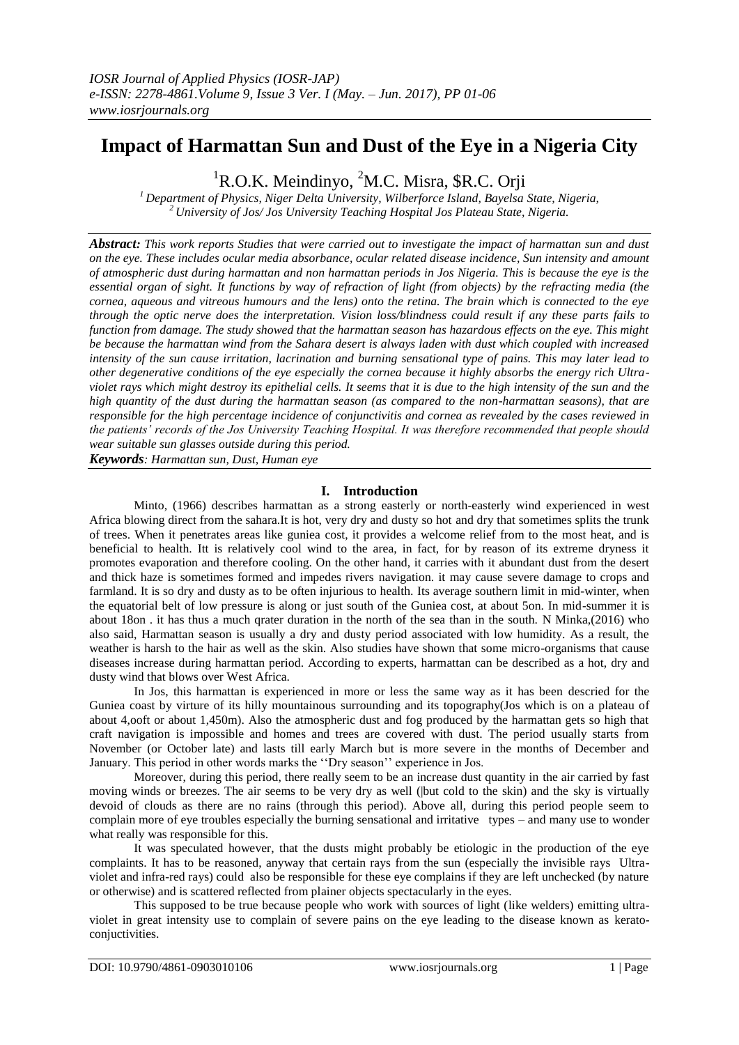# Impact of Harmattan Sun and Dust of the Eye in a Nigeria City

[1]R.O.K. Meindinyo, [2]M.C. Misra, $R.C. Orji

*[1] Department of Physics, Niger Delta University, Wilberforce Island, Bayelsa State, Nigeria,*
*[2] University of Jos/ Jos University Teaching Hospital Jos Plateau State, Nigeria.*

***Abstract:*** *This work reports Studies that were carried out to investigate the impact of harmattan sun and dust on the eye. These includes ocular media absorbance, ocular related disease incidence, Sun intensity and amount of atmospheric dust during harmattan and non harmattan periods in Jos Nigeria. This is because the eye is the essential organ of sight. It functions by way of refraction of light (from objects) by the refracting media (the cornea, aqueous and vitreous humours and the lens) onto the retina. The brain which is connected to the eye through the optic nerve does the interpretation. Vision loss/blindness could result if any these parts fails to function from damage. The study showed that the harmattan season has hazardous effects on the eye. This might be because the harmattan wind from the Sahara desert is always laden with dust which coupled with increased intensity of the sun cause irritation, lacrination and burning sensational type of pains. This may later lead to other degenerative conditions of the eye especially the cornea because it highly absorbs the energy rich Ultra-violet rays which might destroy its epithelial cells. It seems that it is due to the high intensity of the sun and the high quantity of the dust during the harmattan season (as compared to the non-harmattan seasons), that are responsible for the high percentage incidence of conjunctivitis and cornea as revealed by the cases reviewed in the patients' records of the Jos University Teaching Hospital. It was therefore recommended that people should wear suitable sun glasses outside during this period.*

***Keywords****: Harmattan sun, Dust, Human eye*

## I. Introduction

Minto, (1966) describes harmattan as a strong easterly or north-easterly wind experienced in west Africa blowing direct from the sahara.It is hot, very dry and dusty so hot and dry that sometimes splits the trunk of trees. When it penetrates areas like guniea cost, it provides a welcome relief from to the most heat, and is beneficial to health. Itt is relatively cool wind to the area, in fact, for by reason of its extreme dryness it promotes evaporation and therefore cooling. On the other hand, it carries with it abundant dust from the desert and thick haze is sometimes formed and impedes rivers navigation. it may cause severe damage to crops and farmland. It is so dry and dusty as to be often injurious to health. Its average southern limit in mid-winter, when the equatorial belt of low pressure is along or just south of the Guniea cost, at about 5on. In mid-summer it is about 18on . it has thus a much qrater duration in the north of the sea than in the south. N Minka,(2016) who also said, Harmattan season is usually a dry and dusty period associated with low humidity. As a result, the weather is harsh to the hair as well as the skin. Also studies have shown that some micro-organisms that cause diseases increase during harmattan period. According to experts, harmattan can be described as a hot, dry and dusty wind that blows over West Africa.

In Jos, this harmattan is experienced in more or less the same way as it has been descried for the Guniea coast by virtue of its hilly mountainous surrounding and its topography(Jos which is on a plateau of about 4,ooft or about 1,450m). Also the atmospheric dust and fog produced by the harmattan gets so high that craft navigation is impossible and homes and trees are covered with dust. The period usually starts from November (or October late) and lasts till early March but is more severe in the months of December and January. This period in other words marks the ''Dry season'' experience in Jos.

Moreover, during this period, there really seem to be an increase dust quantity in the air carried by fast moving winds or breezes. The air seems to be very dry as well (|but cold to the skin) and the sky is virtually devoid of clouds as there are no rains (through this period). Above all, during this period people seem to complain more of eye troubles especially the burning sensational and irritative types – and many use to wonder what really was responsible for this.

It was speculated however, that the dusts might probably be etiologic in the production of the eye complaints. It has to be reasoned, anyway that certain rays from the sun (especially the invisible rays Ultra-violet and infra-red rays) could also be responsible for these eye complains if they are left unchecked (by nature or otherwise) and is scattered reflected from plainer objects spectacularly in the eyes.

This supposed to be true because people who work with sources of light (like welders) emitting ultra-violet in great intensity use to complain of severe pains on the eye leading to the disease known as kerato-conjuctivities.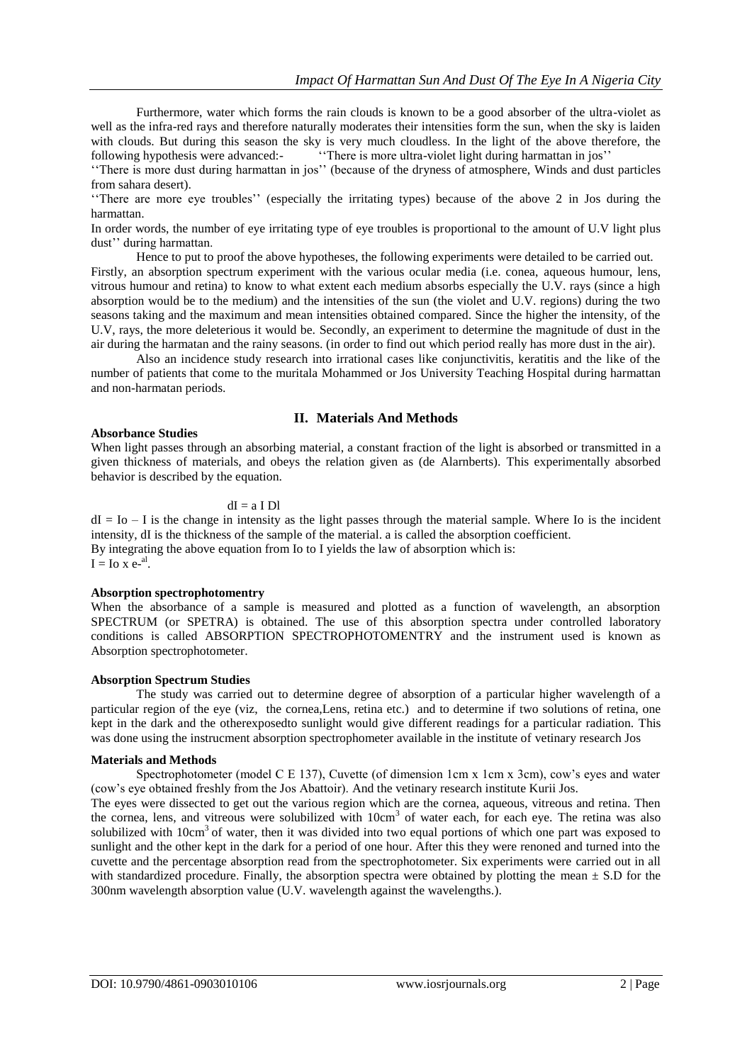Furthermore, water which forms the rain clouds is known to be a good absorber of the ultra-violet as well as the infra-red rays and therefore naturally moderates their intensities form the sun, when the sky is laiden with clouds. But during this season the sky is very much cloudless. In the light of the above therefore, the following hypothesis were advanced:- ''There is more ultra-violet light during harmattan in jos''

''There is more dust during harmattan in jos'' (because of the dryness of atmosphere, Winds and dust particles from sahara desert).

''There are more eye troubles'' (especially the irritating types) because of the above 2 in Jos during the harmattan.

In order words, the number of eye irritating type of eye troubles is proportional to the amount of U.V light plus dust'' during harmattan.

Hence to put to proof the above hypotheses, the following experiments were detailed to be carried out. Firstly, an absorption spectrum experiment with the various ocular media (i.e. conea, aqueous humour, lens, vitrous humour and retina) to know to what extent each medium absorbs especially the U.V. rays (since a high absorption would be to the medium) and the intensities of the sun (the violet and U.V. regions) during the two seasons taking and the maximum and mean intensities obtained compared. Since the higher the intensity, of the U.V, rays, the more deleterious it would be. Secondly, an experiment to determine the magnitude of dust in the air during the harmatan and the rainy seasons. (in order to find out which period really has more dust in the air).

Also an incidence study research into irrational cases like conjunctivitis, keratitis and the like of the number of patients that come to the muritala Mohammed or Jos University Teaching Hospital during harmattan and non-harmatan periods.

## II. Materials And Methods

### Absorbance Studies

When light passes through an absorbing material, a constant fraction of the light is absorbed or transmitted in a given thickness of materials, and obeys the relation given as (de Alarnberts). This experimentally absorbed behavior is described by the equation.

$$dI = a\ I\ Dl$$

$dI = Io - I$ is the change in intensity as the light passes through the material sample. Where Io is the incident intensity, dI is the thickness of the sample of the material. a is called the absorption coefficient.
By integrating the above equation from Io to I yields the law of absorption which is:
$I = Io \times e^{-al}$.

### Absorption spectrophotomentry

When the absorbance of a sample is measured and plotted as a function of wavelength, an absorption SPECTRUM (or SPETRA) is obtained. The use of this absorption spectra under controlled laboratory conditions is called ABSORPTION SPECTROPHOTOMENTRY and the instrument used is known as Absorption spectrophotometer.

### Absorption Spectrum Studies

The study was carried out to determine degree of absorption of a particular higher wavelength of a particular region of the eye (viz, the cornea,Lens, retina etc.) and to determine if two solutions of retina, one kept in the dark and the otherexposedto sunlight would give different readings for a particular radiation. This was done using the instrucment absorption spectrophometer available in the institute of vetinary research Jos

### Materials and Methods

Spectrophotometer (model C E 137), Cuvette (of dimension 1cm x 1cm x 3cm), cow's eyes and water (cow's eye obtained freshly from the Jos Abattoir). And the vetinary research institute Kurii Jos.

The eyes were dissected to get out the various region which are the cornea, aqueous, vitreous and retina. Then the cornea, lens, and vitreous were solubilized with $10cm^3$ of water each, for each eye. The retina was also solubilized with $10cm^3$ of water, then it was divided into two equal portions of which one part was exposed to sunlight and the other kept in the dark for a period of one hour. After this they were renoned and turned into the cuvette and the percentage absorption read from the spectrophotometer. Six experiments were carried out in all with standardized procedure. Finally, the absorption spectra were obtained by plotting the mean ± S.D for the 300nm wavelength absorption value (U.V. wavelength against the wavelengths.).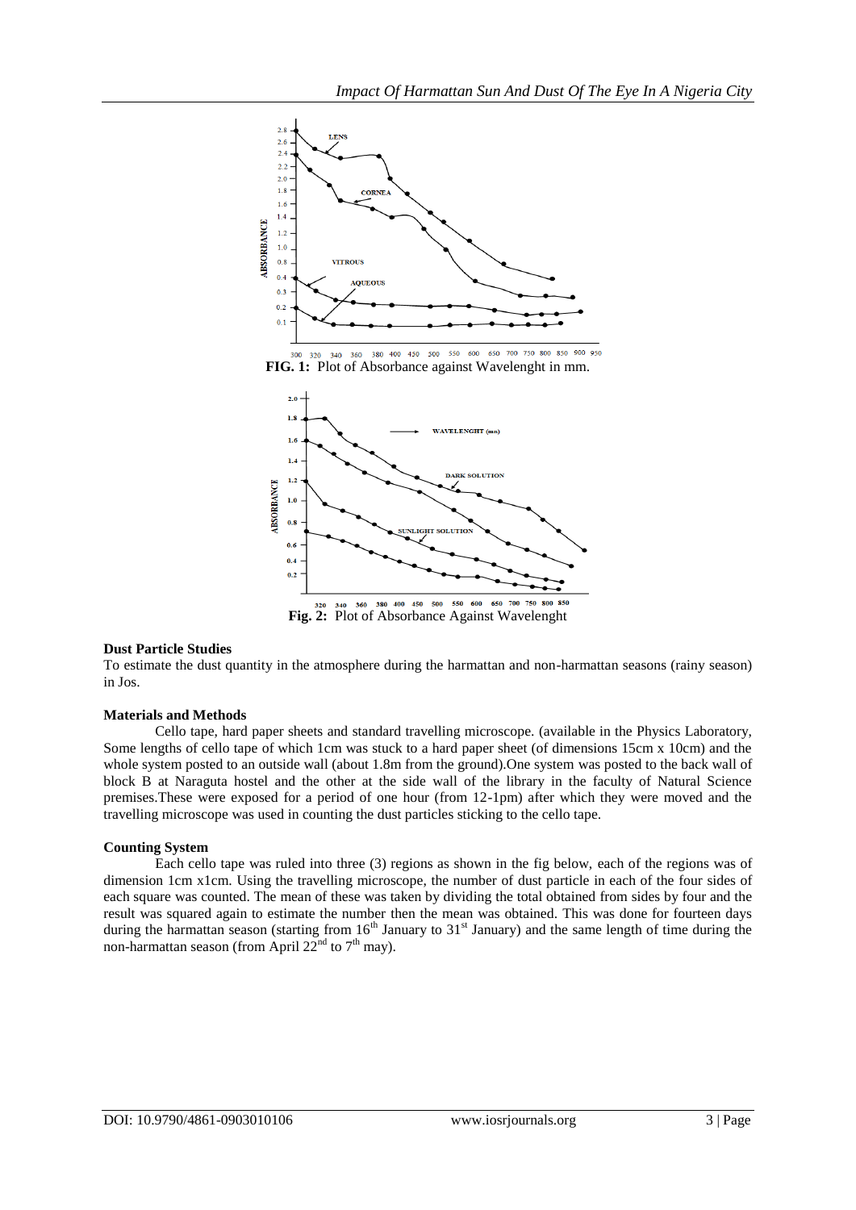FIG. 1: Plot of Absorbance against Wavelenght in mm.

Fig. 2: Plot of Absorbance Against Wavelenght

**Dust Particle Studies**

To estimate the dust quantity in the atmosphere during the harmattan and non-harmattan seasons (rainy season) in Jos.

**Materials and Methods**

Cello tape, hard paper sheets and standard travelling microscope. (available in the Physics Laboratory, Some lengths of cello tape of which 1cm was stuck to a hard paper sheet (of dimensions 15cm x 10cm) and the whole system posted to an outside wall (about 1.8m from the ground).One system was posted to the back wall of block B at Naraguta hostel and the other at the side wall of the library in the faculty of Natural Science premises.These were exposed for a period of one hour (from 12-1pm) after which they were moved and the travelling microscope was used in counting the dust particles sticking to the cello tape.

**Counting System**

Each cello tape was ruled into three (3) regions as shown in the fig below, each of the regions was of dimension 1cm x1cm. Using the travelling microscope, the number of dust particle in each of the four sides of each square was counted. The mean of these was taken by dividing the total obtained from sides by four and the result was squared again to estimate the number then the mean was obtained. This was done for fourteen days during the harmattan season (starting from 16[th] January to 31[st] January) and the same length of time during the non-harmattan season (from April 22[nd] to 7[th] may).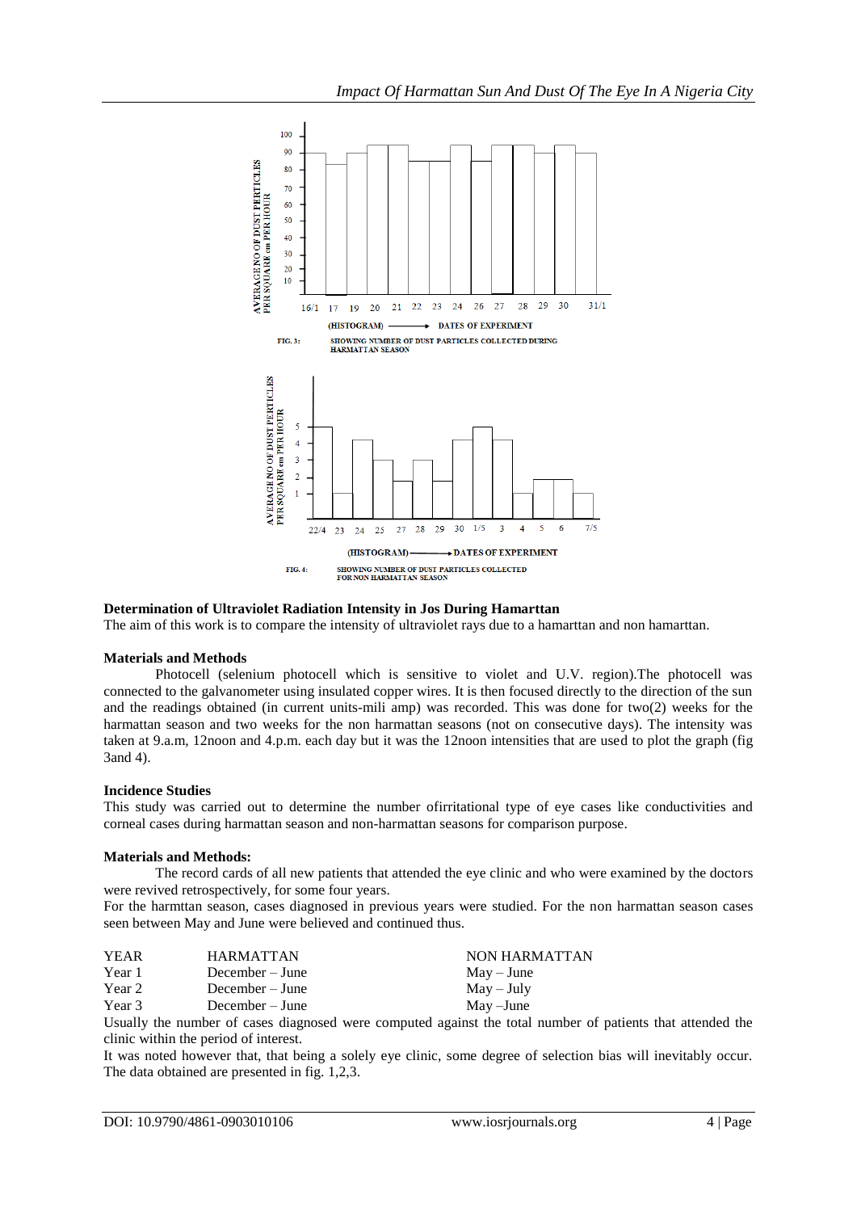FIG. 3: SHOWING NUMBER OF DUST PARTICLES COLLECTED DURING HARMATTAN SEASON

FIG. 4: SHOWING NUMBER OF DUST PARTICLES COLLECTED FOR NON HARMATTAN SEASON

**Determination of Ultraviolet Radiation Intensity in Jos During Hamarttan**

The aim of this work is to compare the intensity of ultraviolet rays due to a hamarttan and non hamarttan.

**Materials and Methods**

Photocell (selenium photocell which is sensitive to violet and U.V. region).The photocell was connected to the galvanometer using insulated copper wires. It is then focused directly to the direction of the sun and the readings obtained (in current units-mili amp) was recorded. This was done for two(2) weeks for the harmattan season and two weeks for the non harmattan seasons (not on consecutive days). The intensity was taken at 9.a.m, 12noon and 4.p.m. each day but it was the 12noon intensities that are used to plot the graph (fig 3and 4).

**Incidence Studies**

This study was carried out to determine the number ofirritational type of eye cases like conductivities and corneal cases during harmattan season and non-harmattan seasons for comparison purpose.

**Materials and Methods:**

The record cards of all new patients that attended the eye clinic and who were examined by the doctors were revived retrospectively, for some four years.

For the harmttan season, cases diagnosed in previous years were studied. For the non harmattan season cases seen between May and June were believed and continued thus.

| YEAR | HARMATTAN | NON HARMATTAN |
| --- | --- | --- |
| Year 1 | December – June | May – June |
| Year 2 | December – June | May – July |
| Year 3 | December – June | May –June |

Usually the number of cases diagnosed were computed against the total number of patients that attended the clinic within the period of interest.

It was noted however that, that being a solely eye clinic, some degree of selection bias will inevitably occur. The data obtained are presented in fig. 1,2,3.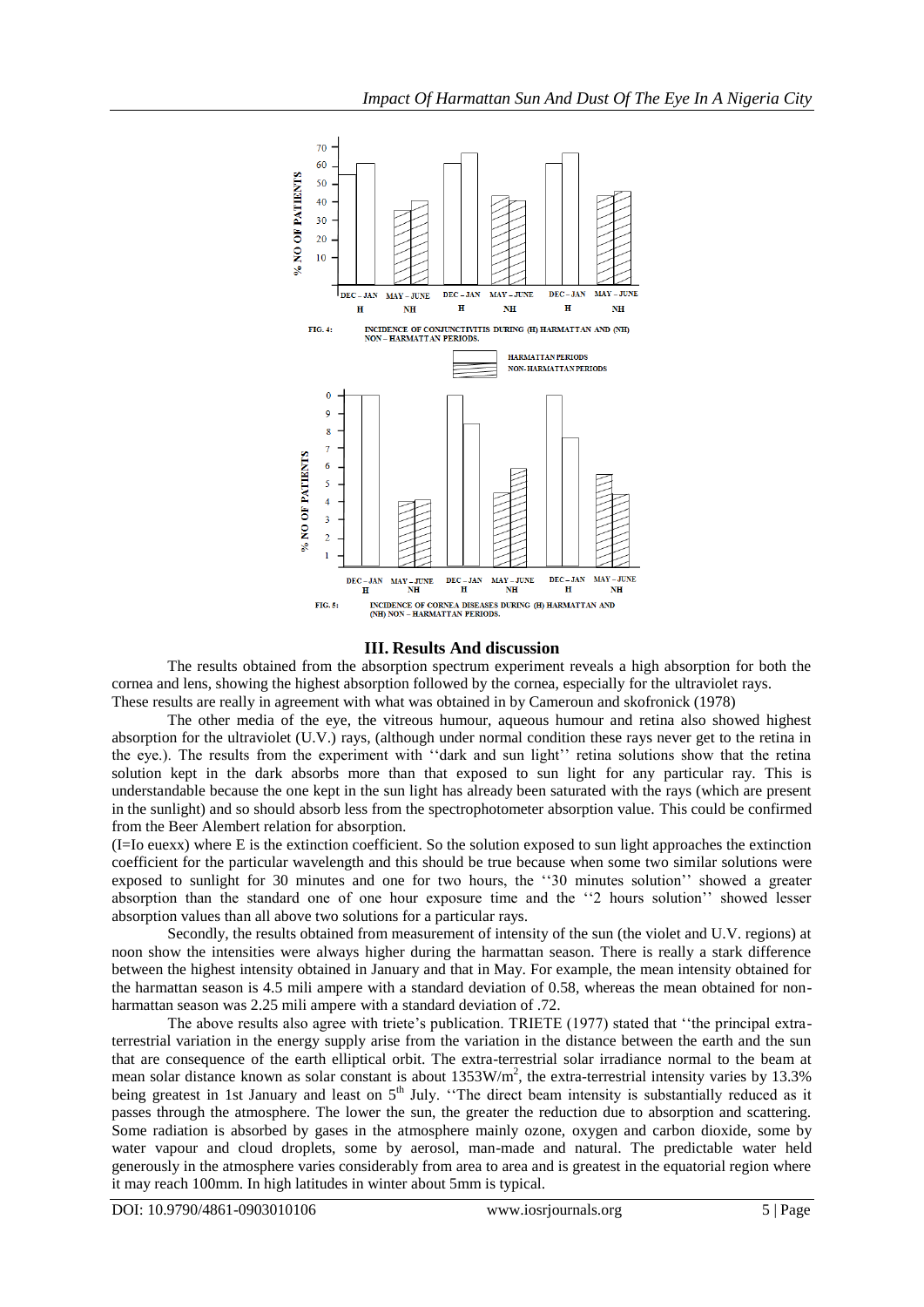FIG. 4: INCIDENCE OF CONJUNCTIVITIS DURING (H) HARMATTAN AND (NH) NON – HARMATTAN PERIODS.

HARMATTAN PERIODS
NON-HARMATTAN PERIODS

FIG. 5: INCIDENCE OF CORNEA DISEASES DURING (H) HARMATTAN AND (NH) NON – HARMATTAN PERIODS.

## III. Results And discussion

The results obtained from the absorption spectrum experiment reveals a high absorption for both the cornea and lens, showing the highest absorption followed by the cornea, especially for the ultraviolet rays. These results are really in agreement with what was obtained in by Cameroun and skofronick (1978)

The other media of the eye, the vitreous humour, aqueous humour and retina also showed highest absorption for the ultraviolet (U.V.) rays, (although under normal condition these rays never get to the retina in the eye.). The results from the experiment with ''dark and sun light'' retina solutions show that the retina solution kept in the dark absorbs more than that exposed to sun light for any particular ray. This is understandable because the one kept in the sun light has already been saturated with the rays (which are present in the sunlight) and so should absorb less from the spectrophotometer absorption value. This could be confirmed from the Beer Alembert relation for absorption.

(I=Io euexx) where E is the extinction coefficient. So the solution exposed to sun light approaches the extinction coefficient for the particular wavelength and this should be true because when some two similar solutions were exposed to sunlight for 30 minutes and one for two hours, the ''30 minutes solution'' showed a greater absorption than the standard one of one hour exposure time and the ''2 hours solution'' showed lesser absorption values than all above two solutions for a particular rays.

Secondly, the results obtained from measurement of intensity of the sun (the violet and U.V. regions) at noon show the intensities were always higher during the harmattan season. There is really a stark difference between the highest intensity obtained in January and that in May. For example, the mean intensity obtained for the harmattan season is 4.5 mili ampere with a standard deviation of 0.58, whereas the mean obtained for non-harmattan season was 2.25 mili ampere with a standard deviation of .72.

The above results also agree with triete's publication. TRIETE (1977) stated that ''the principal extra-terrestrial variation in the energy supply arise from the variation in the distance between the earth and the sun that are consequence of the earth elliptical orbit. The extra-terrestrial solar irradiance normal to the beam at mean solar distance known as solar constant is about $1353 W/m^2$, the extra-terrestrial intensity varies by 13.3% being greatest in 1st January and least on $5^{th}$ July. ''The direct beam intensity is substantially reduced as it passes through the atmosphere. The lower the sun, the greater the reduction due to absorption and scattering. Some radiation is absorbed by gases in the atmosphere mainly ozone, oxygen and carbon dioxide, some by water vapour and cloud droplets, some by aerosol, man-made and natural. The predictable water held generously in the atmosphere varies considerably from area to area and is greatest in the equatorial region where it may reach 100mm. In high latitudes in winter about 5mm is typical.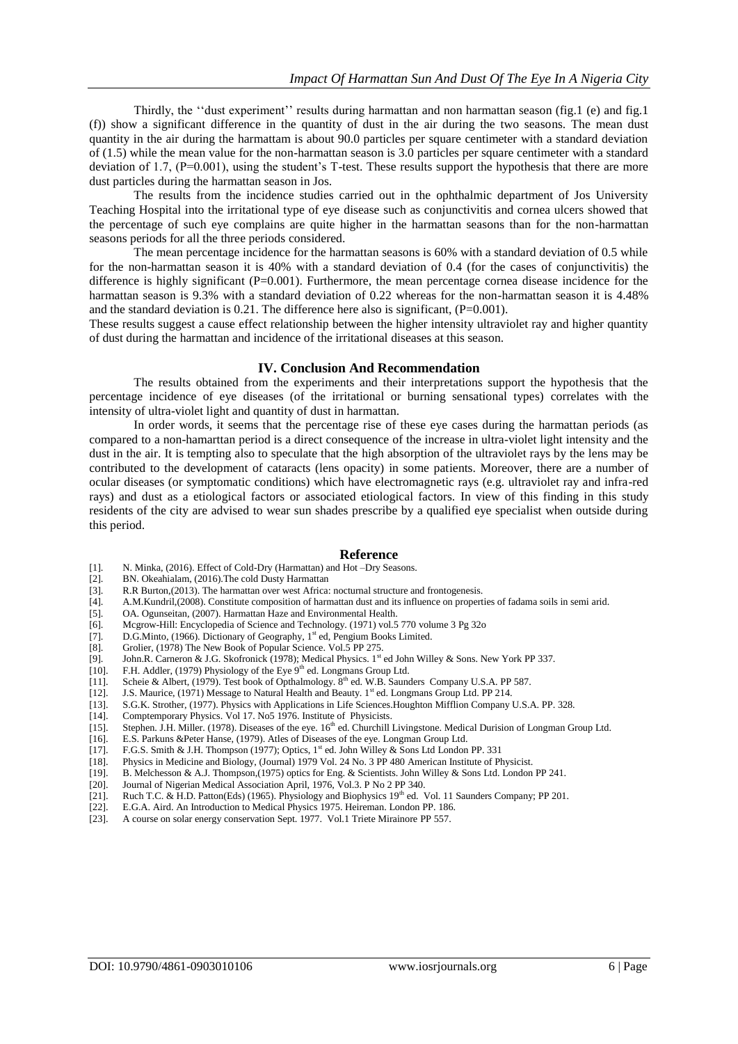Thirdly, the ''dust experiment'' results during harmattan and non harmattan season (fig.1 (e) and fig.1 (f)) show a significant difference in the quantity of dust in the air during the two seasons. The mean dust quantity in the air during the harmattam is about 90.0 particles per square centimeter with a standard deviation of (1.5) while the mean value for the non-harmattan season is 3.0 particles per square centimeter with a standard deviation of 1.7, (P=0.001), using the student's T-test. These results support the hypothesis that there are more dust particles during the harmattan season in Jos.

The results from the incidence studies carried out in the ophthalmic department of Jos University Teaching Hospital into the irritational type of eye disease such as conjunctivitis and cornea ulcers showed that the percentage of such eye complains are quite higher in the harmattan seasons than for the non-harmattan seasons periods for all the three periods considered.

The mean percentage incidence for the harmattan seasons is 60% with a standard deviation of 0.5 while for the non-harmattan season it is 40% with a standard deviation of 0.4 (for the cases of conjunctivitis) the difference is highly significant (P=0.001). Furthermore, the mean percentage cornea disease incidence for the harmattan season is 9.3% with a standard deviation of 0.22 whereas for the non-harmattan season it is 4.48% and the standard deviation is 0.21. The difference here also is significant, (P=0.001).

These results suggest a cause effect relationship between the higher intensity ultraviolet ray and higher quantity of dust during the harmattan and incidence of the irritational diseases at this season.

## IV. Conclusion And Recommendation

The results obtained from the experiments and their interpretations support the hypothesis that the percentage incidence of eye diseases (of the irritational or burning sensational types) correlates with the intensity of ultra-violet light and quantity of dust in harmattan.

In order words, it seems that the percentage rise of these eye cases during the harmattan periods (as compared to a non-hamarttan period is a direct consequence of the increase in ultra-violet light intensity and the dust in the air. It is tempting also to speculate that the high absorption of the ultraviolet rays by the lens may be contributed to the development of cataracts (lens opacity) in some patients. Moreover, there are a number of ocular diseases (or symptomatic conditions) which have electromagnetic rays (e.g. ultraviolet ray and infra-red rays) and dust as a etiological factors or associated etiological factors. In view of this finding in this study residents of the city are advised to wear sun shades prescribe by a qualified eye specialist when outside during this period.

## Reference

[1]. N. Minka, (2016). Effect of Cold-Dry (Harmattan) and Hot –Dry Seasons.
[2]. BN. Okeahialam, (2016).The cold Dusty Harmattan
[3]. R.R Burton,(2013). The harmattan over west Africa: nocturnal structure and frontogenesis.
[4]. A.M.Kundril,(2008). Constitute composition of harmattan dust and its influence on properties of fadama soils in semi arid.
[5]. OA. Ogunseitan, (2007). Harmattan Haze and Environmental Health.
[6]. Mcgrow-Hill: Encyclopedia of Science and Technology. (1971) vol.5 770 volume 3 Pg 32o
[7]. D.G.Minto, (1966). Dictionary of Geography, 1st ed, Pengium Books Limited.
[8]. Grolier, (1978) The New Book of Popular Science. Vol.5 PP 275.
[9]. John.R. Carneron & J.G. Skofronick (1978); Medical Physics. 1st ed John Willey & Sons. New York PP 337.
[10]. F.H. Addler, (1979) Physiology of the Eye 9th ed. Longmans Group Ltd.
[11]. Scheie & Albert, (1979). Test book of Opthalmology. 8th ed. W.B. Saunders Company U.S.A. PP 587.
[12]. J.S. Maurice, (1971) Message to Natural Health and Beauty. 1st ed. Longmans Group Ltd. PP 214.
[13]. S.G.K. Strother, (1977). Physics with Applications in Life Sciences.Houghton Mifflion Company U.S.A. PP. 328.
[14]. Comptemporary Physics. Vol 17. No5 1976. Institute of Physicists.
[15]. Stephen. J.H. Miller. (1978). Diseases of the eye. 16th ed. Churchill Livingstone. Medical Durision of Longman Group Ltd.
[16]. E.S. Parkuns &Peter Hanse, (1979). Atles of Diseases of the eye. Longman Group Ltd.
[17]. F.G.S. Smith & J.H. Thompson (1977); Optics, 1st ed. John Willey & Sons Ltd London PP. 331
[18]. Physics in Medicine and Biology, (Journal) 1979 Vol. 24 No. 3 PP 480 American Institute of Physicist.
[19]. B. Melchesson & A.J. Thompson,(1975) optics for Eng. & Scientists. John Willey & Sons Ltd. London PP 241.
[20]. Journal of Nigerian Medical Association April, 1976, Vol.3. P No 2 PP 340.
[21]. Ruch T.C. & H.D. Patton(Eds) (1965). Physiology and Biophysics 19th ed. Vol. 11 Saunders Company; PP 201.
[22]. E.G.A. Aird. An Introduction to Medical Physics 1975. Heireman. London PP. 186.
[23]. A course on solar energy conservation Sept. 1977. Vol.1 Triete Mirainore PP 557.